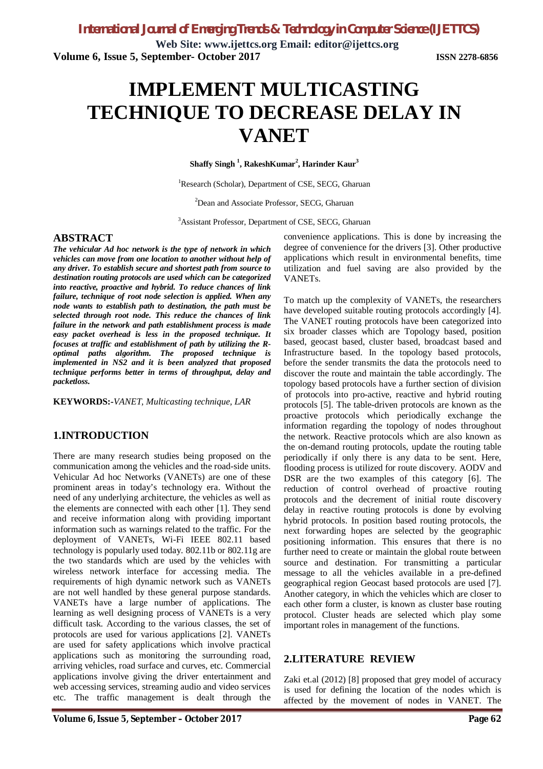# IMPLEMENT MULTICASTING TECHNIQUE TO DECREASE DELAY IN VANET

**Shaffy Singh [1], RakeshKumar[2], Harinder Kaur[3]**

[1]Research (Scholar), Department of CSE, SECG, Gharuan

[2]Dean and Associate Professor, SECG, Gharuan

[3]Assistant Professor, Department of CSE, SECG, Gharuan

## ABSTRACT

***The vehicular Ad hoc network is the type of network in which vehicles can move from one location to another without help of any driver. To establish secure and shortest path from source to destination routing protocols are used which can be categorized into reactive, proactive and hybrid. To reduce chances of link failure, technique of root node selection is applied. When any node wants to establish path to destination, the path must be selected through root node. This reduce the chances of link failure in the network and path establishment process is made easy packet overhead is less in the proposed technique. It focuses at traffic and establishment of path by utilizing the R-optimal paths algorithm. The proposed technique is implemented in NS2 and it is been analyzed that proposed technique performs better in terms of throughput, delay and packetloss.***

**KEYWORDS:-***VANET, Multicasting technique, LAR*

## 1.INTRODUCTION

There are many research studies being proposed on the communication among the vehicles and the road-side units. Vehicular Ad hoc Networks (VANETs) are one of these prominent areas in today's technology era. Without the need of any underlying architecture, the vehicles as well as the elements are connected with each other [1]. They send and receive information along with providing important information such as warnings related to the traffic. For the deployment of VANETs, Wi-Fi IEEE 802.11 based technology is popularly used today. 802.11b or 802.11g are the two standards which are used by the vehicles with wireless network interface for accessing media. The requirements of high dynamic network such as VANETs are not well handled by these general purpose standards. VANETs have a large number of applications. The learning as well designing process of VANETs is a very difficult task. According to the various classes, the set of protocols are used for various applications [2]. VANETs are used for safety applications which involve practical applications such as monitoring the surrounding road, arriving vehicles, road surface and curves, etc. Commercial applications involve giving the driver entertainment and web accessing services, streaming audio and video services etc. The traffic management is dealt through the convenience applications. This is done by increasing the degree of convenience for the drivers [3]. Other productive applications which result in environmental benefits, time utilization and fuel saving are also provided by the VANETs.

To match up the complexity of VANETs, the researchers have developed suitable routing protocols accordingly [4]. The VANET routing protocols have been categorized into six broader classes which are Topology based, position based, geocast based, cluster based, broadcast based and Infrastructure based. In the topology based protocols, before the sender transmits the data the protocols need to discover the route and maintain the table accordingly. The topology based protocols have a further section of division of protocols into pro-active, reactive and hybrid routing protocols [5]. The table-driven protocols are known as the proactive protocols which periodically exchange the information regarding the topology of nodes throughout the network. Reactive protocols which are also known as the on-demand routing protocols, update the routing table periodically if only there is any data to be sent. Here, flooding process is utilized for route discovery. AODV and DSR are the two examples of this category [6]. The reduction of control overhead of proactive routing protocols and the decrement of initial route discovery delay in reactive routing protocols is done by evolving hybrid protocols. In position based routing protocols, the next forwarding hopes are selected by the geographic positioning information. This ensures that there is no further need to create or maintain the global route between source and destination. For transmitting a particular message to all the vehicles available in a pre-defined geographical region Geocast based protocols are used [7]. Another category, in which the vehicles which are closer to each other form a cluster, is known as cluster base routing protocol. Cluster heads are selected which play some important roles in management of the functions.

## 2.LITERATURE REVIEW

Zaki et.al (2012) [8] proposed that grey model of accuracy is used for defining the location of the nodes which is affected by the movement of nodes in VANET. The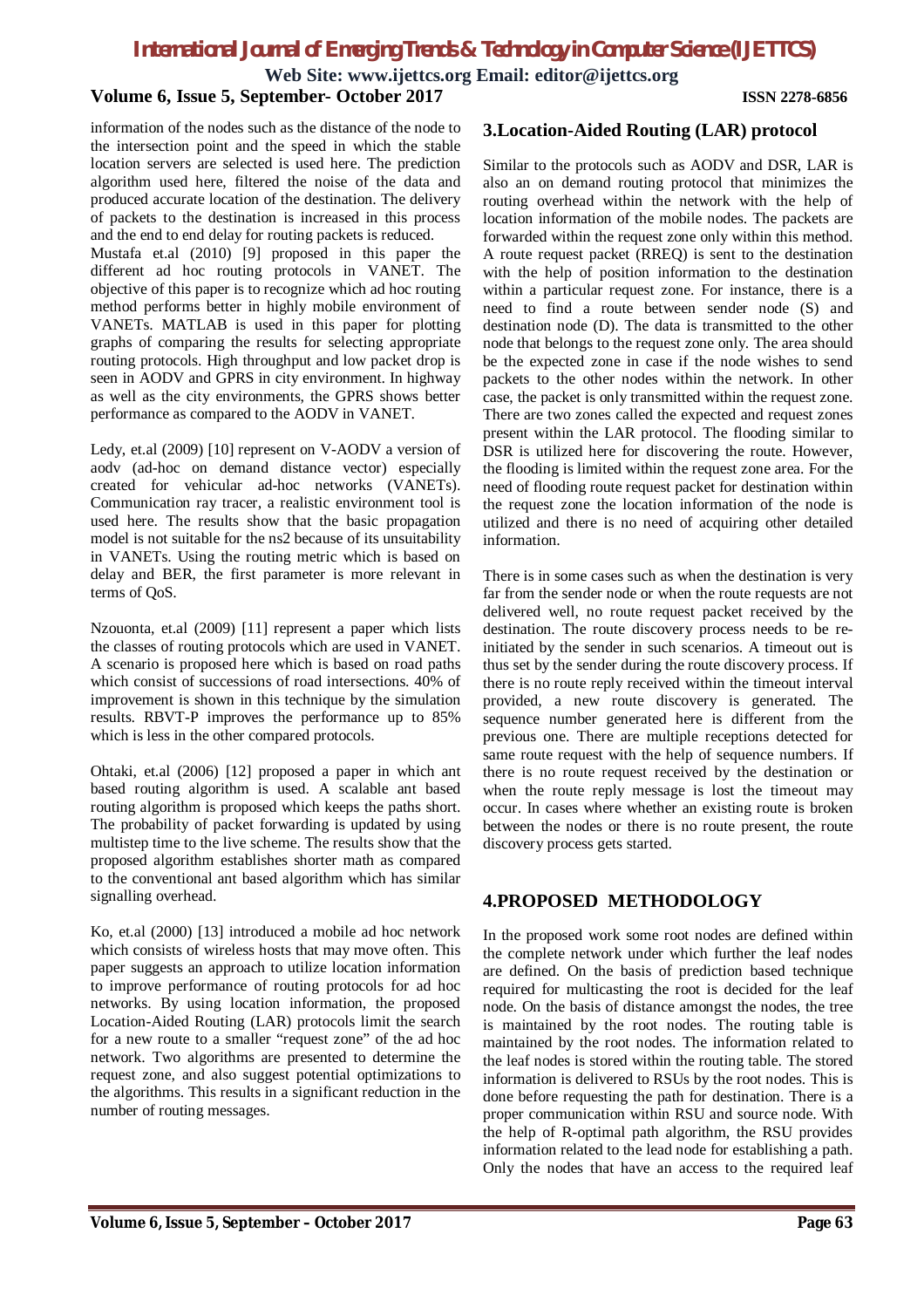information of the nodes such as the distance of the node to the intersection point and the speed in which the stable location servers are selected is used here. The prediction algorithm used here, filtered the noise of the data and produced accurate location of the destination. The delivery of packets to the destination is increased in this process and the end to end delay for routing packets is reduced.

Mustafa et.al (2010) [9] proposed in this paper the different ad hoc routing protocols in VANET. The objective of this paper is to recognize which ad hoc routing method performs better in highly mobile environment of VANETs. MATLAB is used in this paper for plotting graphs of comparing the results for selecting appropriate routing protocols. High throughput and low packet drop is seen in AODV and GPRS in city environment. In highway as well as the city environments, the GPRS shows better performance as compared to the AODV in VANET.

Ledy, et.al (2009) [10] represent on V-AODV a version of aodv (ad-hoc on demand distance vector) especially created for vehicular ad-hoc networks (VANETs). Communication ray tracer, a realistic environment tool is used here. The results show that the basic propagation model is not suitable for the ns2 because of its unsuitability in VANETs. Using the routing metric which is based on delay and BER, the first parameter is more relevant in terms of QoS.

Nzouonta, et.al (2009) [11] represent a paper which lists the classes of routing protocols which are used in VANET. A scenario is proposed here which is based on road paths which consist of successions of road intersections. 40% of improvement is shown in this technique by the simulation results. RBVT-P improves the performance up to 85% which is less in the other compared protocols.

Ohtaki, et.al (2006) [12] proposed a paper in which ant based routing algorithm is used. A scalable ant based routing algorithm is proposed which keeps the paths short. The probability of packet forwarding is updated by using multistep time to the live scheme. The results show that the proposed algorithm establishes shorter math as compared to the conventional ant based algorithm which has similar signalling overhead.

Ko, et.al (2000) [13] introduced a mobile ad hoc network which consists of wireless hosts that may move often. This paper suggests an approach to utilize location information to improve performance of routing protocols for ad hoc networks. By using location information, the proposed Location-Aided Routing (LAR) protocols limit the search for a new route to a smaller "request zone" of the ad hoc network. Two algorithms are presented to determine the request zone, and also suggest potential optimizations to the algorithms. This results in a significant reduction in the number of routing messages.

## 3.Location-Aided Routing (LAR) protocol

Similar to the protocols such as AODV and DSR, LAR is also an on demand routing protocol that minimizes the routing overhead within the network with the help of location information of the mobile nodes. The packets are forwarded within the request zone only within this method. A route request packet (RREQ) is sent to the destination with the help of position information to the destination within a particular request zone. For instance, there is a need to find a route between sender node (S) and destination node (D). The data is transmitted to the other node that belongs to the request zone only. The area should be the expected zone in case if the node wishes to send packets to the other nodes within the network. In other case, the packet is only transmitted within the request zone. There are two zones called the expected and request zones present within the LAR protocol. The flooding similar to DSR is utilized here for discovering the route. However, the flooding is limited within the request zone area. For the need of flooding route request packet for destination within the request zone the location information of the node is utilized and there is no need of acquiring other detailed information.

There is in some cases such as when the destination is very far from the sender node or when the route requests are not delivered well, no route request packet received by the destination. The route discovery process needs to be re-initiated by the sender in such scenarios. A timeout out is thus set by the sender during the route discovery process. If there is no route reply received within the timeout interval provided, a new route discovery is generated. The sequence number generated here is different from the previous one. There are multiple receptions detected for same route request with the help of sequence numbers. If there is no route request received by the destination or when the route reply message is lost the timeout may occur. In cases where whether an existing route is broken between the nodes or there is no route present, the route discovery process gets started.

## 4.PROPOSED METHODOLOGY

In the proposed work some root nodes are defined within the complete network under which further the leaf nodes are defined. On the basis of prediction based technique required for multicasting the root is decided for the leaf node. On the basis of distance amongst the nodes, the tree is maintained by the root nodes. The routing table is maintained by the root nodes. The information related to the leaf nodes is stored within the routing table. The stored information is delivered to RSUs by the root nodes. This is done before requesting the path for destination. There is a proper communication within RSU and source node. With the help of R-optimal path algorithm, the RSU provides information related to the lead node for establishing a path. Only the nodes that have an access to the required leaf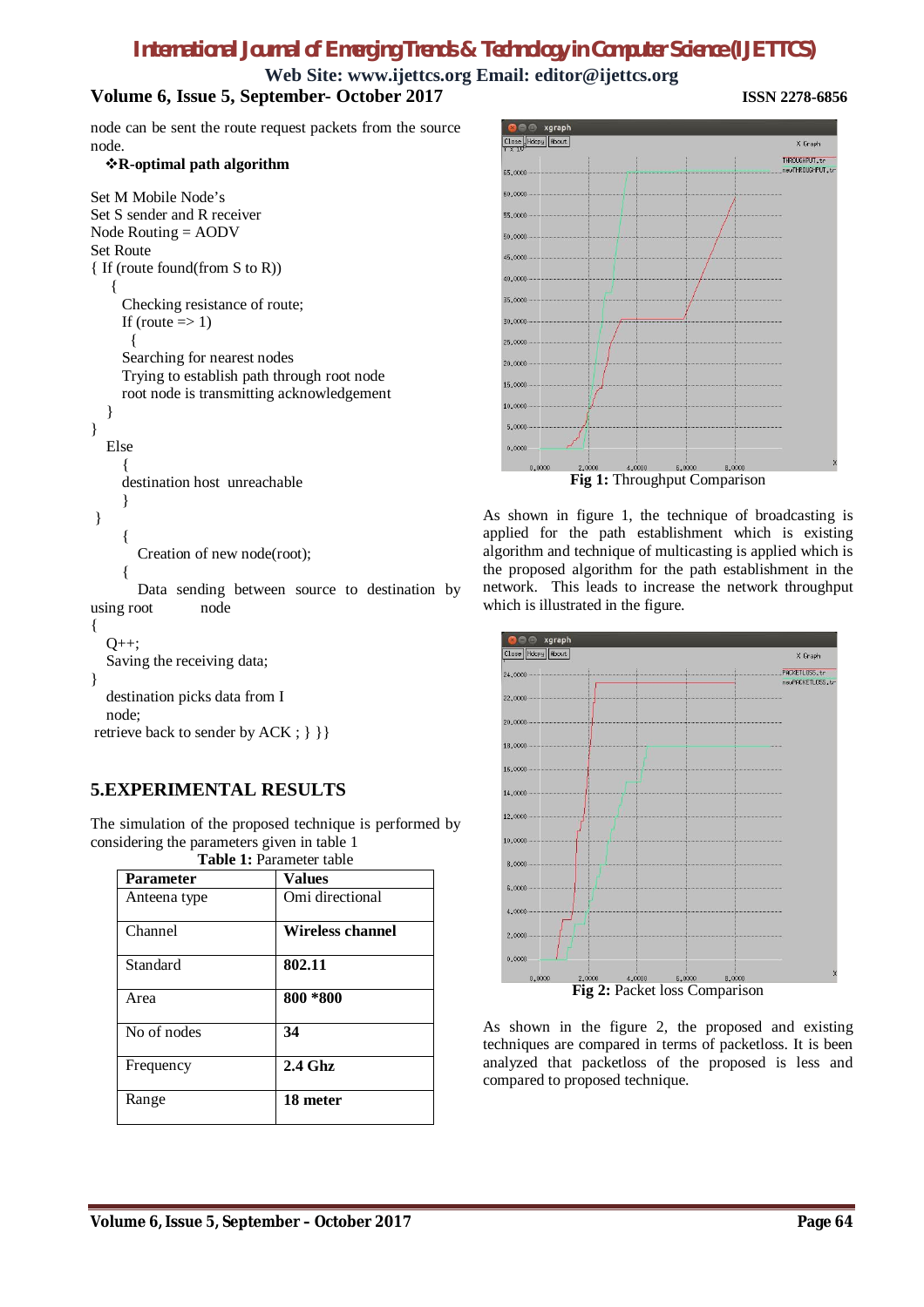node can be sent the route request packets from the source node.

❖**R-optimal path algorithm**

```
Set M Mobile Node's
Set S sender and R receiver
Node Routing = AODV
Set Route
{ If (route found(from S to R))
   {
      Checking resistance of route;
      If (route => 1)
        {
      Searching for nearest nodes
      Trying to establish path through root node
      root node is transmitting acknowledgement
    }
}
   Else
      {
      destination host  unreachable
      }
 }
      {
         Creation of new node(root);
      {
         Data sending between source to destination by using root          node
{
   Q++;
   Saving the receiving data;
}
   destination picks data from I
   node;
 retrieve back to sender by ACK ; } }}
```

## 5.EXPERIMENTAL RESULTS

The simulation of the proposed technique is performed by considering the parameters given in table 1

**Table 1:** Parameter table

| Parameter | Values |
|---|---|
| Anteena type | Omi directional |
| Channel | **Wireless channel** |
| Standard | **802.11** |
| Area | **800 *800** |
| No of nodes | **34** |
| Frequency | **2.4 Ghz** |
| Range | **18 meter** |

**Fig 1:** Throughput Comparison

As shown in figure 1, the technique of broadcasting is applied for the path establishment which is existing algorithm and technique of multicasting is applied which is the proposed algorithm for the path establishment in the network. This leads to increase the network throughput which is illustrated in the figure.

**Fig 2:** Packet loss Comparison

As shown in the figure 2, the proposed and existing techniques are compared in terms of packetloss. It is been analyzed that packetloss of the proposed is less and compared to proposed technique.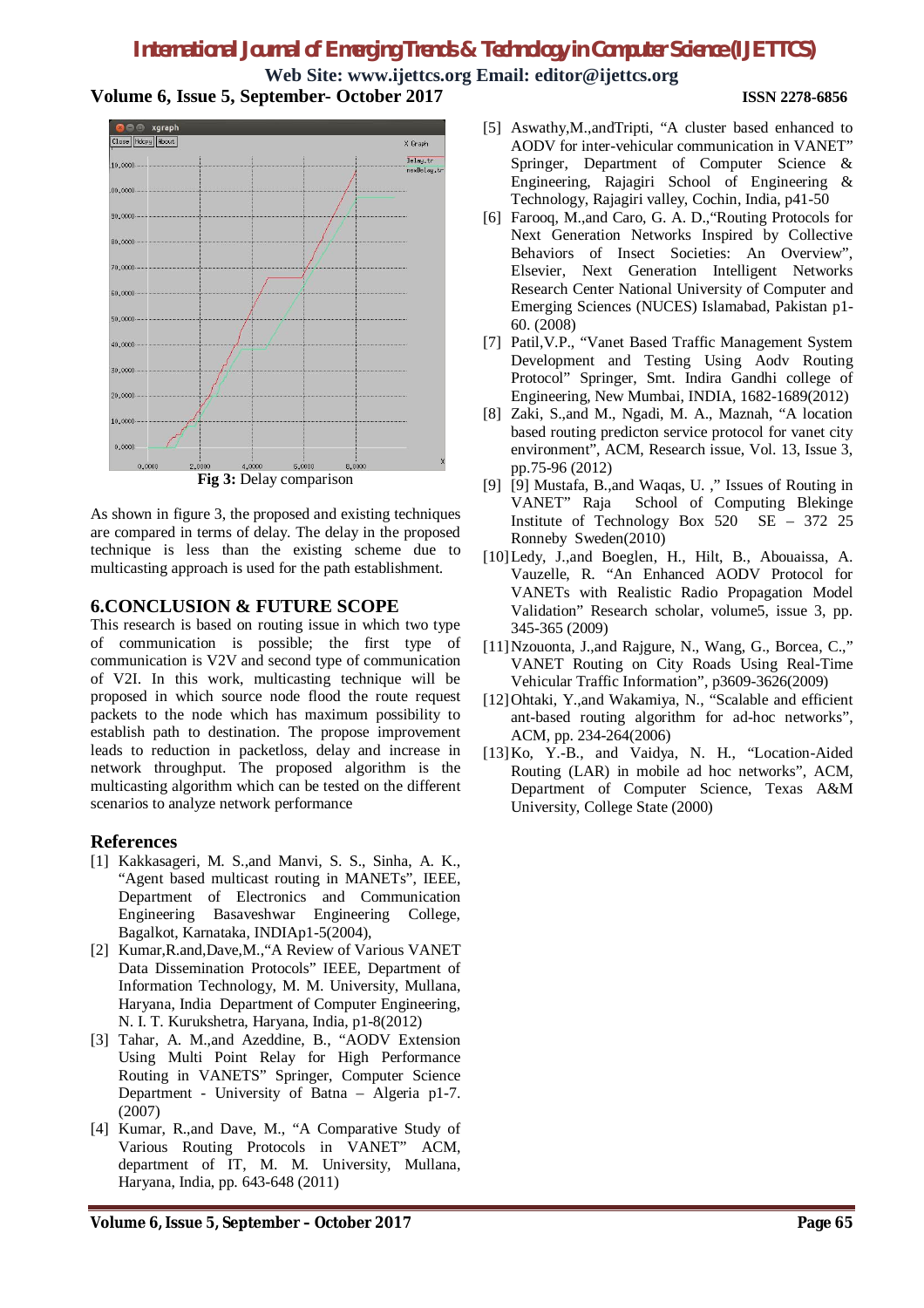xgraph

Close Hdcpy About

X Graph

Delay.tr
newDelay.tr

110.0000
100.0000
90.0000
80.0000
70.0000
60.0000
50.0000
40.0000
30.0000
20.0000
10.0000
0.0000

0.0000 2.0000 4.0000 6.0000 8.0000

X

**Fig 3:** Delay comparison

As shown in figure 3, the proposed and existing techniques are compared in terms of delay. The delay in the proposed technique is less than the existing scheme due to multicasting approach is used for the path establishment.

## 6.CONCLUSION & FUTURE SCOPE

This research is based on routing issue in which two type of communication is possible; the first type of communication is V2V and second type of communication of V2I. In this work, multicasting technique will be proposed in which source node flood the route request packets to the node which has maximum possibility to establish path to destination. The propose improvement leads to reduction in packetloss, delay and increase in network throughput. The proposed algorithm is the multicasting algorithm which can be tested on the different scenarios to analyze network performance

## References

[1] Kakkasageri, M. S.,and Manvi, S. S., Sinha, A. K., "Agent based multicast routing in MANETs", IEEE, Department of Electronics and Communication Engineering Basaveshwar Engineering College, Bagalkot, Karnataka, INDIAp1-5(2004),

[2] Kumar,R.and,Dave,M.,"A Review of Various VANET Data Dissemination Protocols" IEEE, Department of Information Technology, M. M. University, Mullana, Haryana, India Department of Computer Engineering, N. I. T. Kurukshetra, Haryana, India, p1-8(2012)

[3] Tahar, A. M.,and Azeddine, B., "AODV Extension Using Multi Point Relay for High Performance Routing in VANETS" Springer, Computer Science Department - University of Batna – Algeria p1-7. (2007)

[4] Kumar, R.,and Dave, M., "A Comparative Study of Various Routing Protocols in VANET" ACM, department of IT, M. M. University, Mullana, Haryana, India, pp. 643-648 (2011)

[5] Aswathy,M.,andTripti, "A cluster based enhanced to AODV for inter-vehicular communication in VANET" Springer, Department of Computer Science & Engineering, Rajagiri School of Engineering & Technology, Rajagiri valley, Cochin, India, p41-50

[6] Farooq, M.,and Caro, G. A. D.,"Routing Protocols for Next Generation Networks Inspired by Collective Behaviors of Insect Societies: An Overview", Elsevier, Next Generation Intelligent Networks Research Center National University of Computer and Emerging Sciences (NUCES) Islamabad, Pakistan p1-60. (2008)

[7] Patil,V.P., "Vanet Based Traffic Management System Development and Testing Using Aodv Routing Protocol" Springer, Smt. Indira Gandhi college of Engineering, New Mumbai, INDIA, 1682-1689(2012)

[8] Zaki, S.,and M., Ngadi, M. A., Maznah, "A location based routing predicton service protocol for vanet city environment", ACM, Research issue, Vol. 13, Issue 3, pp.75-96 (2012)

[9] [9] Mustafa, B.,and Waqas, U. ," Issues of Routing in VANET" Raja School of Computing Blekinge Institute of Technology Box 520 SE – 372 25 Ronneby Sweden(2010)

[10] Ledy, J.,and Boeglen, H., Hilt, B., Abouaissa, A. Vauzelle, R. "An Enhanced AODV Protocol for VANETs with Realistic Radio Propagation Model Validation" Research scholar, volume5, issue 3, pp. 345-365 (2009)

[11] Nzouonta, J.,and Rajgure, N., Wang, G., Borcea, C.," VANET Routing on City Roads Using Real-Time Vehicular Traffic Information", p3609-3626(2009)

[12] Ohtaki, Y.,and Wakamiya, N., "Scalable and efficient ant-based routing algorithm for ad-hoc networks", ACM, pp. 234-264(2006)

[13] Ko, Y.-B., and Vaidya, N. H., "Location-Aided Routing (LAR) in mobile ad hoc networks", ACM, Department of Computer Science, Texas A&M University, College State (2000)